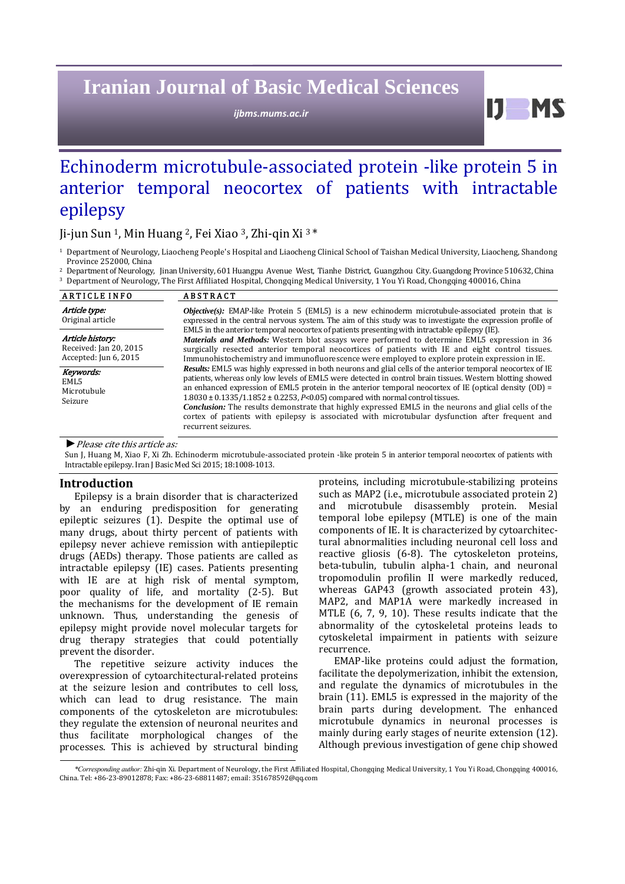# Echinoderm microtubule-associated protein -like protein 5 in anterior temporal neocortex of patients with intractable epilepsy

Ji-jun Sun [1], Min Huang [2], Fei Xiao [3], Zhi-qin Xi [3] *

[1] Department of Neurology, Liaocheng People's Hospital and Liaocheng Clinical School of Taishan Medical University, Liaocheng, Shandong Province 252000, China

[2] Department of Neurology, Jinan University, 601 Huangpu Avenue West, Tianhe District, Guangzhou City. Guangdong Province 510632, China

[3] Department of Neurology, The First Affiliated Hospital, Chongqing Medical University, 1 You Yi Road, Chongqing 400016, China

**ARTICLE INFO**

*Article type:*
Original article

*Article history:*
Received: Jan 20, 2015
Accepted: Jun 6, 2015

*Keywords:*
EML5
Microtubule
Seizure

**ABSTRACT**

***Objective(s):*** EMAP-like Protein 5 (EML5) is a new echinoderm microtubule-associated protein that is expressed in the central nervous system. The aim of this study was to investigate the expression profile of EML5 in the anterior temporal neocortex of patients presenting with intractable epilepsy (IE).

***Materials and Methods:*** Western blot assays were performed to determine EML5 expression in 36 surgically resected anterior temporal neocortices of patients with IE and eight control tissues. Immunohistochemistry and immunofluorescence were employed to explore protein expression in IE.

***Results:*** EML5 was highly expressed in both neurons and glial cells of the anterior temporal neocortex of IE patients, whereas only low levels of EML5 were detected in control brain tissues. Western blotting showed an enhanced expression of EML5 protein in the anterior temporal neocortex of IE (optical density (OD) = 1.8030 ± 0.1335/1.1852 ± 0.2253, $P<0.05$) compared with normal control tissues.

***Conclusion:*** The results demonstrate that highly expressed EML5 in the neurons and glial cells of the cortex of patients with epilepsy is associated with microtubular dysfunction after frequent and recurrent seizures.

►*Please cite this article as:*

Sun J, Huang M, Xiao F, Xi Zh. Echinoderm microtubule-associated protein -like protein 5 in anterior temporal neocortex of patients with Intractable epilepsy. Iran J Basic Med Sci 2015; 18:1008-1013.

## Introduction

Epilepsy is a brain disorder that is characterized by an enduring predisposition for generating epileptic seizures (1). Despite the optimal use of many drugs, about thirty percent of patients with epilepsy never achieve remission with antiepileptic drugs (AEDs) therapy. Those patients are called as intractable epilepsy (IE) cases. Patients presenting with IE are at high risk of mental symptom, poor quality of life, and mortality (2-5). But the mechanisms for the development of IE remain unknown. Thus, understanding the genesis of epilepsy might provide novel molecular targets for drug therapy strategies that could potentially prevent the disorder.

The repetitive seizure activity induces the overexpression of cytoarchitectural-related proteins at the seizure lesion and contributes to cell loss, which can lead to drug resistance. The main components of the cytoskeleton are microtubules: they regulate the extension of neuronal neurites and thus facilitate morphological changes of the processes. This is achieved by structural binding proteins, including microtubule-stabilizing proteins such as MAP2 (i.e., microtubule associated protein 2) and microtubule disassembly protein. Mesial temporal lobe epilepsy (MTLE) is one of the main components of IE. It is characterized by cytoarchitectural abnormalities including neuronal cell loss and reactive gliosis (6-8). The cytoskeleton proteins, beta-tubulin, tubulin alpha-1 chain, and neuronal tropomodulin profilin II were markedly reduced, whereas GAP43 (growth associated protein 43), MAP2, and MAP1A were markedly increased in MTLE (6, 7, 9, 10). These results indicate that the abnormality of the cytoskeletal proteins leads to cytoskeletal impairment in patients with seizure recurrence.

EMAP-like proteins could adjust the formation, facilitate the depolymerization, inhibit the extension, and regulate the dynamics of microtubules in the brain (11). EML5 is expressed in the majority of the brain parts during development. The enhanced microtubule dynamics in neuronal processes is mainly during early stages of neurite extension (12). Although previous investigation of gene chip showed

*\*Corresponding author:* Zhi-qin Xi. Department of Neurology, the First Affiliated Hospital, Chongqing Medical University, 1 You Yi Road, Chongqing 400016, China. Tel: +86-23-89012878; Fax: +86-23-68811487; email: 351678592@qq.com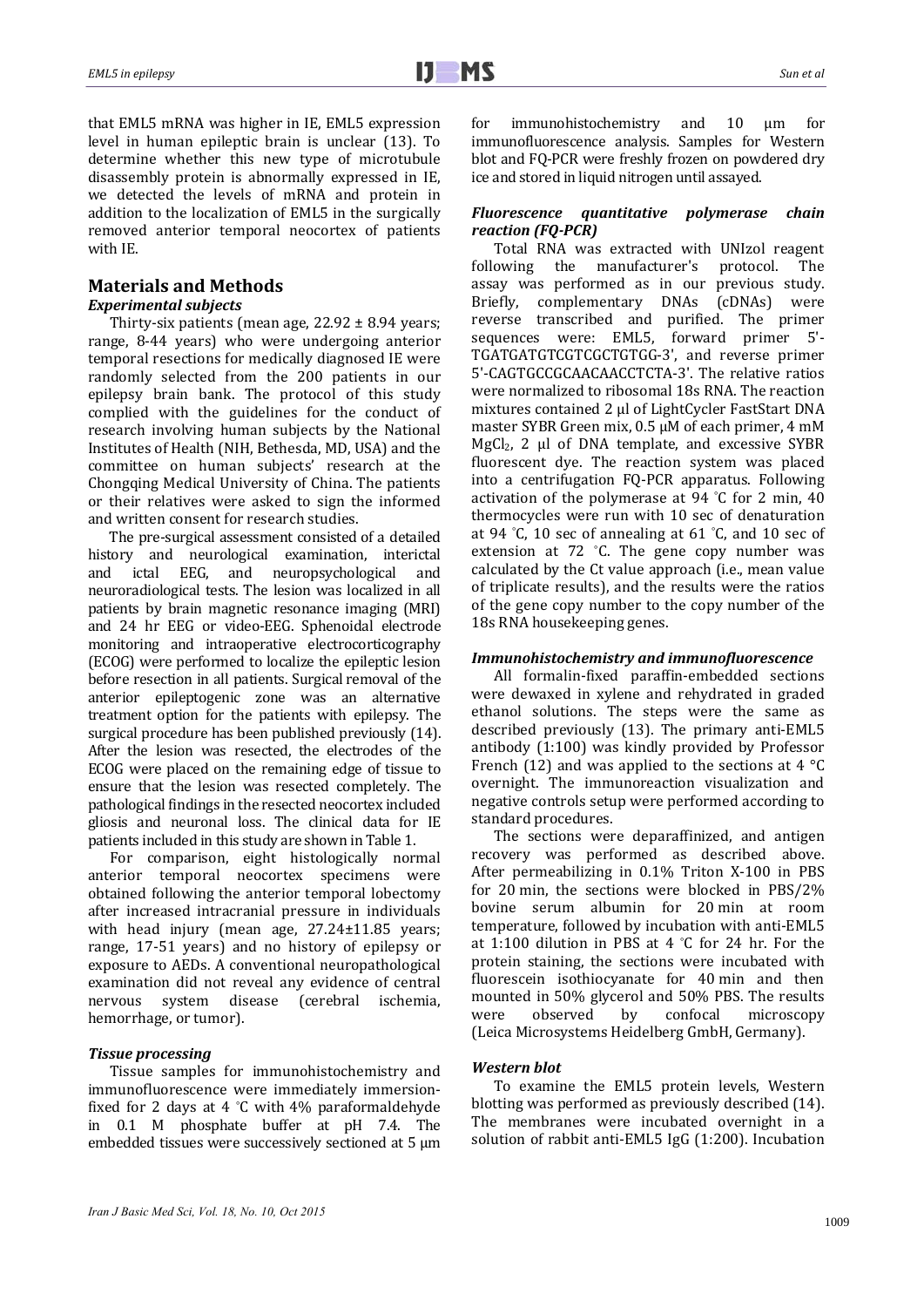that EML5 mRNA was higher in IE, EML5 expression level in human epileptic brain is unclear (13). To determine whether this new type of microtubule disassembly protein is abnormally expressed in IE, we detected the levels of mRNA and protein in addition to the localization of EML5 in the surgically removed anterior temporal neocortex of patients with IE.

## Materials and Methods

### *Experimental subjects*

Thirty-six patients (mean age, 22.92 ± 8.94 years; range, 8-44 years) who were undergoing anterior temporal resections for medically diagnosed IE were randomly selected from the 200 patients in our epilepsy brain bank. The protocol of this study complied with the guidelines for the conduct of research involving human subjects by the National Institutes of Health (NIH, Bethesda, MD, USA) and the committee on human subjects' research at the Chongqing Medical University of China. The patients or their relatives were asked to sign the informed and written consent for research studies.

The pre-surgical assessment consisted of a detailed history and neurological examination, interictal and ictal EEG, and neuropsychological and neuroradiological tests. The lesion was localized in all patients by brain magnetic resonance imaging (MRI) and 24 hr EEG or video-EEG. Sphenoidal electrode monitoring and intraoperative electrocorticography (ECOG) were performed to localize the epileptic lesion before resection in all patients. Surgical removal of the anterior epileptogenic zone was an alternative treatment option for the patients with epilepsy. The surgical procedure has been published previously (14). After the lesion was resected, the electrodes of the ECOG were placed on the remaining edge of tissue to ensure that the lesion was resected completely. The pathological findings in the resected neocortex included gliosis and neuronal loss. The clinical data for IE patients included in this study are shown in Table 1.

For comparison, eight histologically normal anterior temporal neocortex specimens were obtained following the anterior temporal lobectomy after increased intracranial pressure in individuals with head injury (mean age, 27.24±11.85 years; range, 17-51 years) and no history of epilepsy or exposure to AEDs. A conventional neuropathological examination did not reveal any evidence of central nervous system disease (cerebral ischemia, hemorrhage, or tumor).

### *Tissue processing*

Tissue samples for immunohistochemistry and immunofluorescence were immediately immersion-fixed for 2 days at 4 °C with 4% paraformaldehyde in 0.1 M phosphate buffer at pH 7.4. The embedded tissues were successively sectioned at 5 μm for immunohistochemistry and 10 μm for immunofluorescence analysis. Samples for Western blot and FQ-PCR were freshly frozen on powdered dry ice and stored in liquid nitrogen until assayed.

### *Fluorescence quantitative polymerase chain reaction (FQ-PCR)*

Total RNA was extracted with UNIzol reagent following the manufacturer's protocol. The assay was performed as in our previous study. Briefly, complementary DNAs (cDNAs) were reverse transcribed and purified. The primer sequences were: EML5, forward primer 5'-TGATGATGTCGTCGCTGTGG-3', and reverse primer 5'-CAGTGCCGCAACAACCTCTA-3'. The relative ratios were normalized to ribosomal 18s RNA. The reaction mixtures contained 2 μl of LightCycler FastStart DNA master SYBR Green mix, 0.5 μM of each primer, 4 mM $MgCl_2$, 2 μl of DNA template, and excessive SYBR fluorescent dye. The reaction system was placed into a centrifugation FQ-PCR apparatus. Following activation of the polymerase at 94 °C for 2 min, 40 thermocycles were run with 10 sec of denaturation at 94 °C, 10 sec of annealing at 61 °C, and 10 sec of extension at 72 °C. The gene copy number was calculated by the Ct value approach (i.e., mean value of triplicate results), and the results were the ratios of the gene copy number to the copy number of the 18s RNA housekeeping genes.

### *Immunohistochemistry and immunofluorescence*

All formalin-fixed paraffin-embedded sections were dewaxed in xylene and rehydrated in graded ethanol solutions. The steps were the same as described previously (13). The primary anti-EML5 antibody (1:100) was kindly provided by Professor French (12) and was applied to the sections at 4 °C overnight. The immunoreaction visualization and negative controls setup were performed according to standard procedures.

The sections were deparaffinized, and antigen recovery was performed as described above. After permeabilizing in 0.1% Triton X-100 in PBS for 20 min, the sections were blocked in PBS/2% bovine serum albumin for 20 min at room temperature, followed by incubation with anti-EML5 at 1:100 dilution in PBS at 4 °C for 24 hr. For the protein staining, the sections were incubated with fluorescein isothiocyanate for 40 min and then mounted in 50% glycerol and 50% PBS. The results were observed by confocal microscopy (Leica Microsystems Heidelberg GmbH, Germany).

### *Western blot*

To examine the EML5 protein levels, Western blotting was performed as previously described (14). The membranes were incubated overnight in a solution of rabbit anti-EML5 IgG (1:200). Incubation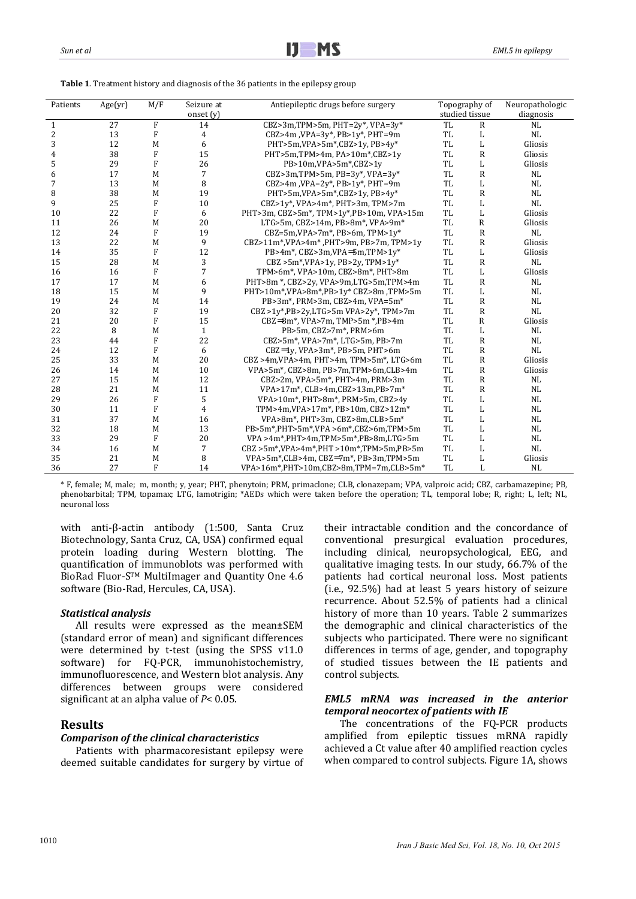**Table 1**. Treatment history and diagnosis of the 36 patients in the epilepsy group

| Patients | Age(yr) | M/F | Seizure at onset (y) | Antiepileptic drugs before surgery | Topography of studied tissue | | Neuropathologic diagnosis |
|---|---|---|---|---|---|---|---|
| 1 | 27 | F | 14 | CBZ>3m,TPM>5m, PHT=2y*, VPA=3y* | TL | R | NL |
| 2 | 13 | F | 4 | CBZ>4m ,VPA=3y*, PB>1y*, PHT=9m | TL | L | NL |
| 3 | 12 | M | 6 | PHT>5m,VPA>5m*,CBZ>1y, PB>4y* | TL | L | Gliosis |
| 4 | 38 | F | 15 | PHT>5m,TPM>4m, PA>10m*,CBZ>1y | TL | R | Gliosis |
| 5 | 29 | F | 26 | PB>10m,VPA>5m*,CBZ>1y | TL | L | Gliosis |
| 6 | 17 | M | 7 | CBZ>3m,TPM>5m, PB=3y*, VPA=3y* | TL | R | NL |
| 7 | 13 | M | 8 | CBZ>4m ,VPA=2y*, PB>1y*, PHT=9m | TL | L | NL |
| 8 | 38 | M | 19 | PHT>5m,VPA>5m*,CBZ>1y, PB>4y* | TL | R | NL |
| 9 | 25 | F | 10 | CBZ>1y*, VPA>4m*, PHT>3m, TPM>7m | TL | L | NL |
| 10 | 22 | F | 6 | PHT>3m, CBZ>5m*, TPM>1y*,PB>10m, VPA>15m | TL | L | Gliosis |
| 11 | 26 | M | 20 | LTG>5m, CBZ>14m, PB>8m*, VPA>9m* | TL | R | Gliosis |
| 12 | 24 | F | 19 | CBZ=5m,VPA>7m*, PB>6m, TPM>1y* | TL | R | NL |
| 13 | 22 | M | 9 | CBZ>11m*,VPA>4m* ,PHT>9m, PB>7m, TPM>1y | TL | R | Gliosis |
| 14 | 35 | F | 12 | PB>4m*, CBZ>3m,VPA=5m,TPM>1y* | TL | L | Gliosis |
| 15 | 28 | M | 3 | CBZ >5m*,VPA>1y, PB>2y, TPM>1y* | TL | R | NL |
| 16 | 16 | F | 7 | TPM>6m*, VPA>10m, CBZ>8m*, PHT>8m | TL | L | Gliosis |
| 17 | 17 | M | 6 | PHT>8m *, CBZ>2y, VPA>9m,LTG>5m,TPM>4m | TL | R | NL |
| 18 | 15 | M | 9 | PHT>10m*,VPA>8m*,PB>1y* CBZ>8m ,TPM>5m | TL | L | NL |
| 19 | 24 | M | 14 | PB>3m*, PRM>3m, CBZ>4m, VPA=5m* | TL | R | NL |
| 20 | 32 | F | 19 | CBZ >1y*,PB>2y,LTG>5m VPA>2y*, TPM>7m | TL | R | NL |
| 21 | 20 | F | 15 | CBZ=8m*, VPA>7m, TMP>5m *,PB>4m | TL | R | Gliosis |
| 22 | 8 | M | 1 | PB>5m, CBZ>7m*, PRM>6m | TL | L | NL |
| 23 | 44 | F | 22 | CBZ>5m*, VPA>7m*, LTG>5m, PB>7m | TL | R | NL |
| 24 | 12 | F | 6 | CBZ=1y, VPA>3m*, PB>5m, PHT>6m | TL | R | NL |
| 25 | 33 | M | 20 | CBZ >4m,VPA>4m, PHT>4m, TPM>5m*, LTG>6m | TL | R | Gliosis |
| 26 | 14 | M | 10 | VPA>5m*, CBZ>8m, PB>7m,TPM>6m,CLB>4m | TL | R | Gliosis |
| 27 | 15 | M | 12 | CBZ>2m, VPA>5m*, PHT>4m, PRM>3m | TL | R | NL |
| 28 | 21 | M | 11 | VPA>17m*, CLB>4m,CBZ>13m,PB>7m* | TL | R | NL |
| 29 | 26 | F | 5 | VPA>10m*, PHT>8m*, PRM>5m, CBZ>4y | TL | L | NL |
| 30 | 11 | F | 4 | TPM>4m,VPA>17m*, PB>10m, CBZ>12m* | TL | L | NL |
| 31 | 37 | M | 16 | VPA>8m*, PHT>3m, CBZ>8m,CLB>5m* | TL | L | NL |
| 32 | 18 | M | 13 | PB>5m*,PHT>5m*,VPA >6m*,CBZ>6m,TPM>5m | TL | L | NL |
| 33 | 29 | F | 20 | VPA >4m*,PHT>4m,TPM>5m*,PB>8m,LTG>5m | TL | L | NL |
| 34 | 16 | M | 7 | CBZ >5m*,VPA>4m*,PHT >10m*,TPM>5m,PB>5m | TL | L | NL |
| 35 | 21 | M | 8 | VPA>5m*,CLB>4m, CBZ=7m*, PB>3m,TPM>5m | TL | L | Gliosis |
| 36 | 27 | F | 14 | VPA>16m*,PHT>10m,CBZ>8m,TPM=7m,CLB>5m* | TL | L | NL |

* F, female; M, male; m, month; y, year; PHT, phenytoin; PRM, primaclone; CLB, clonazepam; VPA, valproic acid; CBZ, carbamazepine; PB, phenobarbital; TPM, topamax; LTG, lamotrigin; *AEDs which were taken before the operation; TL, temporal lobe; R, right; L, left; NL, neuronal loss

with anti-β-actin antibody (1:500, Santa Cruz Biotechnology, Santa Cruz, CA, USA) confirmed equal protein loading during Western blotting. The quantification of immunoblots was performed with BioRad Fluor-S™ MultiImager and Quantity One 4.6 software (Bio-Rad, Hercules, CA, USA).

### *Statistical analysis*

All results were expressed as the mean±SEM (standard error of mean) and significant differences were determined by t-test (using the SPSS v11.0 software) for FQ-PCR, immunohistochemistry, immunofluorescence, and Western blot analysis. Any differences between groups were considered significant at an alpha value of $P< 0.05$.

## Results

### *Comparison of the clinical characteristics*

Patients with pharmacoresistant epilepsy were deemed suitable candidates for surgery by virtue of their intractable condition and the concordance of conventional presurgical evaluation procedures, including clinical, neuropsychological, EEG, and qualitative imaging tests. In our study, 66.7% of the patients had cortical neuronal loss. Most patients (i.e., 92.5%) had at least 5 years history of seizure recurrence. About 52.5% of patients had a clinical history of more than 10 years. Table 2 summarizes the demographic and clinical characteristics of the subjects who participated. There were no significant differences in terms of age, gender, and topography of studied tissues between the IE patients and control subjects.

### *EML5 mRNA was increased in the anterior temporal neocortex of patients with IE*

The concentrations of the FQ-PCR products amplified from epileptic tissues mRNA rapidly achieved a Ct value after 40 amplified reaction cycles when compared to control subjects. Figure 1A, shows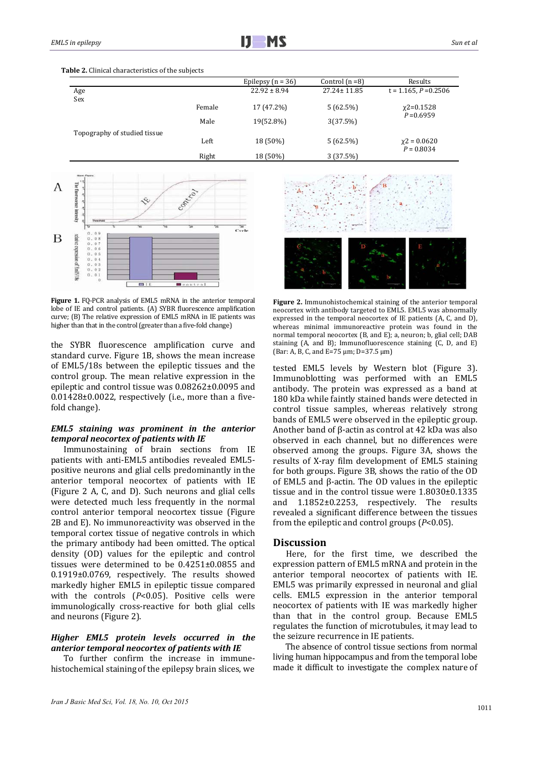**Table 2.** Clinical characteristics of the subjects

| | | Epilepsy (n = 36) | Control (n =8) | Results |
|---|---|---|---|---|
| Age | | 22.92 ± 8.94 | 27.24± 11.85 | t = 1.165, $P$ =0.2506 |
| Sex | | | | |
| | Female | 17 (47.2%) | 5 (62.5%) | $\chi$2=0.1528 $P$ =0.6959 |
| | Male | 19(52.8%) | 3(37.5%) | |
| Topography of studied tissue | | | | |
| | Left | 18 (50%) | 5 (62.5%) | $\chi$2 = 0.0620 $P$ = 0.8034 |
| | Right | 18 (50%) | 3 (37.5%) | |

**Figure 1.** FQ-PCR analysis of EML5 mRNA in the anterior temporal lobe of IE and control patients. (A) SYBR fluorescence amplification curve; (B) The relative expression of EML5 mRNA in IE patients was higher than that in the control (greater than a five-fold change)

**Figure 2.** Immunohistochemical staining of the anterior temporal neocortex with antibody targeted to EML5. EML5 was abnormally expressed in the temporal neocortex of IE patients (A, C, and D), whereas minimal immunoreactive protein was found in the normal temporal neocortex (B, and E); a, neuron; b, glial cell; DAB staining (A, and B); Immunofluorescence staining (C, D, and E) (Bar: A, B, C, and E=75 μm; D=37.5 μm)

the SYBR fluorescence amplification curve and standard curve. Figure 1B, shows the mean increase of EML5/18s between the epileptic tissues and the control group. The mean relative expression in the epileptic and control tissue was 0.08262±0.0095 and 0.01428±0.0022, respectively (i.e., more than a five-fold change).

### *EML5 staining was prominent in the anterior temporal neocortex of patients with IE*

Immunostaining of brain sections from IE patients with anti-EML5 antibodies revealed EML5-positive neurons and glial cells predominantly in the anterior temporal neocortex of patients with IE (Figure 2 A, C, and D). Such neurons and glial cells were detected much less frequently in the normal control anterior temporal neocortex tissue (Figure 2B and E). No immunoreactivity was observed in the temporal cortex tissue of negative controls in which the primary antibody had been omitted. The optical density (OD) values for the epileptic and control tissues were determined to be 0.4251±0.0855 and 0.1919±0.0769, respectively. The results showed markedly higher EML5 in epileptic tissue compared with the controls ($P$<0.05). Positive cells were immunologically cross-reactive for both glial cells and neurons (Figure 2).

### *Higher EML5 protein levels occurred in the anterior temporal neocortex of patients with IE*

To further confirm the increase in immune-histochemical staining of the epilepsy brain slices, we tested EML5 levels by Western blot (Figure 3). Immunoblotting was performed with an EML5 antibody. The protein was expressed as a band at 180 kDa while faintly stained bands were detected in control tissue samples, whereas relatively strong bands of EML5 were observed in the epileptic group. Another band of β-actin as control at 42 kDa was also observed in each channel, but no differences were observed among the groups. Figure 3A, shows the results of X-ray film development of EML5 staining for both groups. Figure 3B, shows the ratio of the OD of EML5 and β-actin. The OD values in the epileptic tissue and in the control tissue were 1.8030±0.1335 and 1.1852±0.2253, respectively. The results revealed a significant difference between the tissues from the epileptic and control groups ($P$<0.05).

## Discussion

Here, for the first time, we described the expression pattern of EML5 mRNA and protein in the anterior temporal neocortex of patients with IE. EML5 was primarily expressed in neuronal and glial cells. EML5 expression in the anterior temporal neocortex of patients with IE was markedly higher than that in the control group. Because EML5 regulates the function of microtubules, it may lead to the seizure recurrence in IE patients.

The absence of control tissue sections from normal living human hippocampus and from the temporal lobe made it difficult to investigate the complex nature of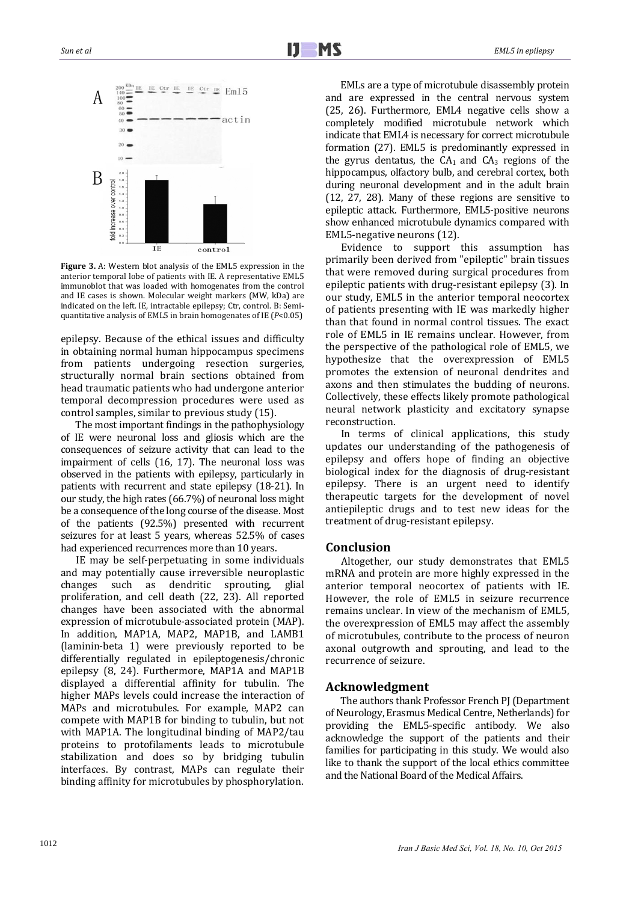**Figure 3.** A: Western blot analysis of the EML5 expression in the anterior temporal lobe of patients with IE. A representative EML5 immunoblot that was loaded with homogenates from the control and IE cases is shown. Molecular weight markers (MW, kDa) are indicated on the left. IE, intractable epilepsy; Ctr, control. B: Semi-quantitative analysis of EML5 in brain homogenates of IE (*P*<0.05)

epilepsy. Because of the ethical issues and difficulty in obtaining normal human hippocampus specimens from patients undergoing resection surgeries, structurally normal brain sections obtained from head traumatic patients who had undergone anterior temporal decompression procedures were used as control samples, similar to previous study (15).

The most important findings in the pathophysiology of IE were neuronal loss and gliosis which are the consequences of seizure activity that can lead to the impairment of cells (16, 17). The neuronal loss was observed in the patients with epilepsy, particularly in patients with recurrent and state epilepsy (18-21). In our study, the high rates (66.7%) of neuronal loss might be a consequence of the long course of the disease. Most of the patients (92.5%) presented with recurrent seizures for at least 5 years, whereas 52.5% of cases had experienced recurrences more than 10 years.

IE may be self-perpetuating in some individuals and may potentially cause irreversible neuroplastic changes such as dendritic sprouting, glial proliferation, and cell death (22, 23). All reported changes have been associated with the abnormal expression of microtubule-associated protein (MAP). In addition, MAP1A, MAP2, MAP1B, and LAMB1 (laminin-beta 1) were previously reported to be differentially regulated in epileptogenesis/chronic epilepsy (8, 24). Furthermore, MAP1A and MAP1B displayed a differential affinity for tubulin. The higher MAPs levels could increase the interaction of MAPs and microtubules. For example, MAP2 can compete with MAP1B for binding to tubulin, but not with MAP1A. The longitudinal binding of MAP2/tau proteins to protofilaments leads to microtubule stabilization and does so by bridging tubulin interfaces. By contrast, MAPs can regulate their binding affinity for microtubules by phosphorylation.

EMLs are a type of microtubule disassembly protein and are expressed in the central nervous system (25, 26). Furthermore, EML4 negative cells show a completely modified microtubule network which indicate that EML4 is necessary for correct microtubule formation (27). EML5 is predominantly expressed in the gyrus dentatus, the $CA_1$ and $CA_3$ regions of the hippocampus, olfactory bulb, and cerebral cortex, both during neuronal development and in the adult brain (12, 27, 28). Many of these regions are sensitive to epileptic attack. Furthermore, EML5-positive neurons show enhanced microtubule dynamics compared with EML5-negative neurons (12).

Evidence to support this assumption has primarily been derived from "epileptic" brain tissues that were removed during surgical procedures from epileptic patients with drug-resistant epilepsy (3). In our study, EML5 in the anterior temporal neocortex of patients presenting with IE was markedly higher than that found in normal control tissues. The exact role of EML5 in IE remains unclear. However, from the perspective of the pathological role of EML5, we hypothesize that the overexpression of EML5 promotes the extension of neuronal dendrites and axons and then stimulates the budding of neurons. Collectively, these effects likely promote pathological neural network plasticity and excitatory synapse reconstruction.

In terms of clinical applications, this study updates our understanding of the pathogenesis of epilepsy and offers hope of finding an objective biological index for the diagnosis of drug-resistant epilepsy. There is an urgent need to identify therapeutic targets for the development of novel antiepileptic drugs and to test new ideas for the treatment of drug-resistant epilepsy.

## Conclusion

Altogether, our study demonstrates that EML5 mRNA and protein are more highly expressed in the anterior temporal neocortex of patients with IE. However, the role of EML5 in seizure recurrence remains unclear. In view of the mechanism of EML5, the overexpression of EML5 may affect the assembly of microtubules, contribute to the process of neuron axonal outgrowth and sprouting, and lead to the recurrence of seizure.

## Acknowledgment

The authors thank Professor French PJ (Department of Neurology, Erasmus Medical Centre, Netherlands) for providing the EML5-specific antibody. We also acknowledge the support of the patients and their families for participating in this study. We would also like to thank the support of the local ethics committee and the National Board of the Medical Affairs.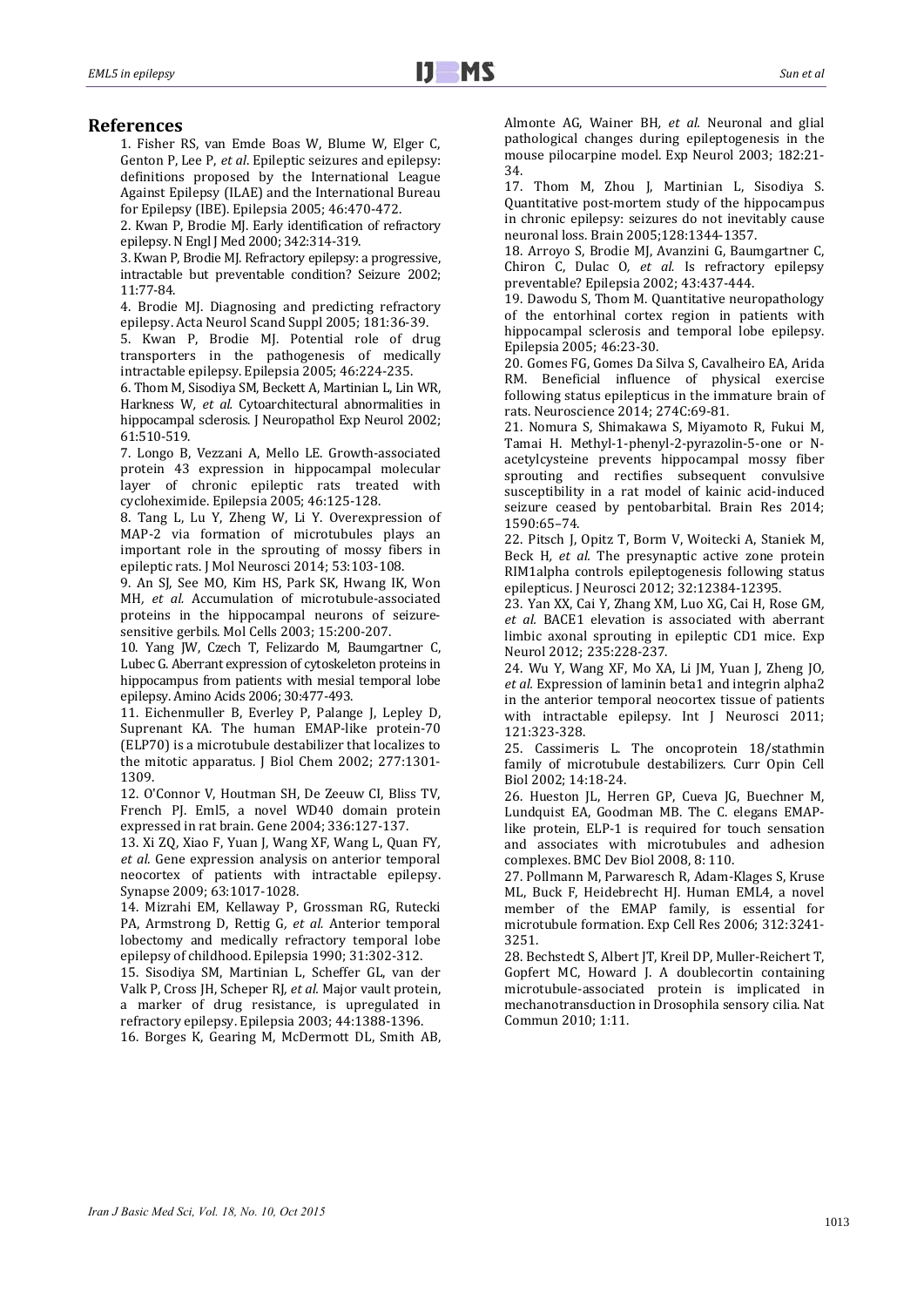## References

1. Fisher RS, van Emde Boas W, Blume W, Elger C, Genton P, Lee P, *et al*. Epileptic seizures and epilepsy: definitions proposed by the International League Against Epilepsy (ILAE) and the International Bureau for Epilepsy (IBE). Epilepsia 2005; 46:470-472.
2. Kwan P, Brodie MJ. Early identification of refractory epilepsy. N Engl J Med 2000; 342:314-319.
3. Kwan P, Brodie MJ. Refractory epilepsy: a progressive, intractable but preventable condition? Seizure 2002; 11:77-84.
4. Brodie MJ. Diagnosing and predicting refractory epilepsy. Acta Neurol Scand Suppl 2005; 181:36-39.
5. Kwan P, Brodie MJ. Potential role of drug transporters in the pathogenesis of medically intractable epilepsy. Epilepsia 2005; 46:224-235.
6. Thom M, Sisodiya SM, Beckett A, Martinian L, Lin WR, Harkness W, *et al.* Cytoarchitectural abnormalities in hippocampal sclerosis. J Neuropathol Exp Neurol 2002; 61:510-519.
7. Longo B, Vezzani A, Mello LE. Growth-associated protein 43 expression in hippocampal molecular layer of chronic epileptic rats treated with cycloheximide. Epilepsia 2005; 46:125-128.
8. Tang L, Lu Y, Zheng W, Li Y. Overexpression of MAP-2 via formation of microtubules plays an important role in the sprouting of mossy fibers in epileptic rats. J Mol Neurosci 2014; 53:103-108.
9. An SJ, See MO, Kim HS, Park SK, Hwang IK, Won MH, *et al.* Accumulation of microtubule-associated proteins in the hippocampal neurons of seizure-sensitive gerbils. Mol Cells 2003; 15:200-207.
10. Yang JW, Czech T, Felizardo M, Baumgartner C, Lubec G. Aberrant expression of cytoskeleton proteins in hippocampus from patients with mesial temporal lobe epilepsy. Amino Acids 2006; 30:477-493.
11. Eichenmuller B, Everley P, Palange J, Lepley D, Suprenant KA. The human EMAP-like protein-70 (ELP70) is a microtubule destabilizer that localizes to the mitotic apparatus. J Biol Chem 2002; 277:1301-1309.
12. O'Connor V, Houtman SH, De Zeeuw CI, Bliss TV, French PJ. Eml5, a novel WD40 domain protein expressed in rat brain. Gene 2004; 336:127-137.
13. Xi ZQ, Xiao F, Yuan J, Wang XF, Wang L, Quan FY, *et al.* Gene expression analysis on anterior temporal neocortex of patients with intractable epilepsy. Synapse 2009; 63:1017-1028.
14. Mizrahi EM, Kellaway P, Grossman RG, Rutecki PA, Armstrong D, Rettig G, *et al.* Anterior temporal lobectomy and medically refractory temporal lobe epilepsy of childhood. Epilepsia 1990; 31:302-312.
15. Sisodiya SM, Martinian L, Scheffer GL, van der Valk P, Cross JH, Scheper RJ, *et al.* Major vault protein, a marker of drug resistance, is upregulated in refractory epilepsy. Epilepsia 2003; 44:1388-1396.
16. Borges K, Gearing M, McDermott DL, Smith AB, Almonte AG, Wainer BH, *et al.* Neuronal and glial pathological changes during epileptogenesis in the mouse pilocarpine model. Exp Neurol 2003; 182:21-34.
17. Thom M, Zhou J, Martinian L, Sisodiya S. Quantitative post-mortem study of the hippocampus in chronic epilepsy: seizures do not inevitably cause neuronal loss. Brain 2005;128:1344-1357.
18. Arroyo S, Brodie MJ, Avanzini G, Baumgartner C, Chiron C, Dulac O, *et al.* Is refractory epilepsy preventable? Epilepsia 2002; 43:437-444.
19. Dawodu S, Thom M. Quantitative neuropathology of the entorhinal cortex region in patients with hippocampal sclerosis and temporal lobe epilepsy. Epilepsia 2005; 46:23-30.
20. Gomes FG, Gomes Da Silva S, Cavalheiro EA, Arida RM. Beneficial influence of physical exercise following status epilepticus in the immature brain of rats. Neuroscience 2014; 274C:69-81.
21. Nomura S, Shimakawa S, Miyamoto R, Fukui M, Tamai H. Methyl-1-phenyl-2-pyrazolin-5-one or N-acetylcysteine prevents hippocampal mossy fiber sprouting and rectifies subsequent convulsive susceptibility in a rat model of kainic acid-induced seizure ceased by pentobarbital. Brain Res 2014; 1590:65–74.
22. Pitsch J, Opitz T, Borm V, Woitecki A, Staniek M, Beck H, *et al.* The presynaptic active zone protein RIM1alpha controls epileptogenesis following status epilepticus. J Neurosci 2012; 32:12384-12395.
23. Yan XX, Cai Y, Zhang XM, Luo XG, Cai H, Rose GM, *et al.* BACE1 elevation is associated with aberrant limbic axonal sprouting in epileptic CD1 mice. Exp Neurol 2012; 235:228-237.
24. Wu Y, Wang XF, Mo XA, Li JM, Yuan J, Zheng JO, *et al.* Expression of laminin beta1 and integrin alpha2 in the anterior temporal neocortex tissue of patients with intractable epilepsy. Int J Neurosci 2011; 121:323-328.
25. Cassimeris L. The oncoprotein 18/stathmin family of microtubule destabilizers. Curr Opin Cell Biol 2002; 14:18-24.
26. Hueston JL, Herren GP, Cueva JG, Buechner M, Lundquist EA, Goodman MB. The C. elegans EMAP-like protein, ELP-1 is required for touch sensation and associates with microtubules and adhesion complexes. BMC Dev Biol 2008, 8: 110.
27. Pollmann M, Parwaresch R, Adam-Klages S, Kruse ML, Buck F, Heidebrecht HJ. Human EML4, a novel member of the EMAP family, is essential for microtubule formation. Exp Cell Res 2006; 312:3241-3251.
28. Bechstedt S, Albert JT, Kreil DP, Muller-Reichert T, Gopfert MC, Howard J. A doublecortin containing microtubule-associated protein is implicated in mechanotransduction in Drosophila sensory cilia. Nat Commun 2010; 1:11.